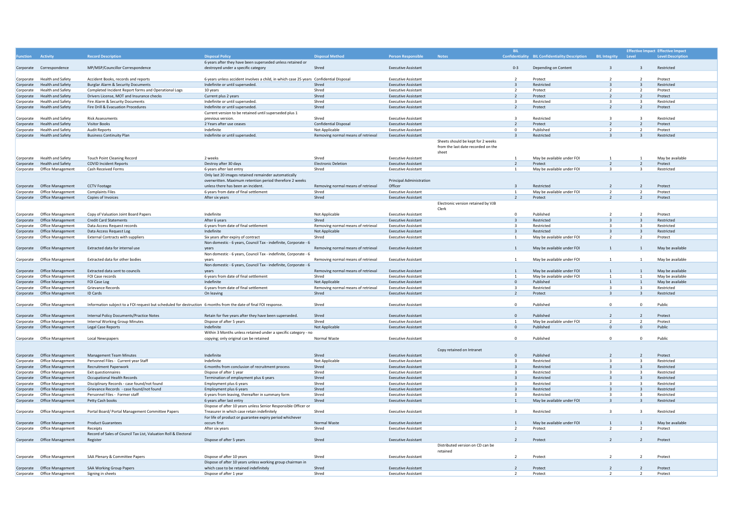| Function | Activity | Record Description | Disposal Policy | Disposal Method | Person Responsible | Notes | BIL Confidentiality | BIL Confidentiality:Description | BIL Integrity | Effective Impact Level | Effective Impact Level:Description |
|---|---|---|---|---|---|---|---|---|---|---|---|
| Corporate | Correspondence | MP/MSP/Councillor Correspondence | 6 years after they have been superseded unless retained or destroyed under a specific category | Shred | Executive Assistant | | 0-3 | Depending on Content | 3 | 3 | Restricted |
| Corporate | Health and Safety | Accident Books, records and reports | 6 years unless accident involves a child, in which case 25 years | Confidential Disposal | Executive Assistant | | 2 | Protect | 2 | 2 | Protect |
| Corporate | Health and Safety | Burglar Alarm & Security Documents | Indefinite or until superseded. | Shred | Executive Assistant | | 3 | Restricted | 3 | 3 | Restricted |
| Corporate | Health and Safety | Completed Incident Report forms and Operational Logs | 10 years | Shred | Executive Assistant | | 2 | Protect | 2 | 2 | Protect |
| Corporate | Health and Safety | Drivers License, MOT and Insurance checks | Current plus 2 years | Shred | Executive Assistant | | 2 | Protect | 2 | 2 | Protect |
| Corporate | Health and Safety | Fire Alarm & Security Documents | Indefinite or until superseded. | Shred | Executive Assistant | | 3 | Restricted | 3 | 3 | Restricted |
| Corporate | Health and Safety | Fire Drill & Evacuation Procedures | Indefinite or until superseded. | Shred | Executive Assistant | | 2 | Protect | 2 | 2 | Protect |
| Corporate | Health and Safety | Risk Assessments | Current version to be retained until superseded plus 1 previous version. | Shred | Executive Assistant | | 3 | Restricted | 3 | 3 | Restricted |
| Corporate | Health and Safety | Visitor Books | 2 Years after use ceases | Confidential Disposal | Executive Assistant | | 2 | Protect | 2 | 2 | Protect |
| Corporate | Health and Safety | Audit Reports | Indefinite | Not Applicable | Executive Assistant | | 0 | Published | 2 | 2 | Protect |
| Corporate | Health and Safety | Business Continuity Plan | Indefinite or until superseded. | Removing normal means of retrieval | Executive Assistant | | 3 | Restricted | 3 | 3 | Restricted |
| Corporate | Health and Safety | Touch Point Cleaning Record | 2 weeks | Shred | Executive Assistant | Sheets should be kept for 2 weeks from the last date recorded on the sheet | 1 | May be available under FOI | 1 | 1 | May be available |
| Corporate | Health and Safety | COVID Incident Reports | Destroy after 30 days | Electronic Deletion | Executive Assistant | | 2 | Protect | 2 | 2 | Protect |
| Corporate | Office Management | Cash Received Forms | 6 years after last entry | Shred | Executive Assistant | | 1 | May be available under FOI | 3 | 3 | Restricted |
| Corporate | Office Management | CCTV Footage | Only last 20 images retained remainder automatically overwritten. Maximum retention period therefore 2 weeks unless there has been an incident. | Removing normal means of retrieval | Principal Administration Officer | | 3 | Restricted | 2 | 2 | Protect |
| Corporate | Office Management | Complaints Files | 6 years from date of final settlement | Shred | Executive Assistant | | 1 | May be available under FOI | 2 | 2 | Protect |
| Corporate | Office Management | Copies of Invoices | After six years | Shred | Executive Assistant | | 2 | Protect | 2 | 2 | Protect |
| Corporate | Office Management | Copy of Valuation Joint Board Papers | Indefinite | Not Applicable | Executive Assistant | Electronic version retained by VJB Clerk | 0 | Published | 2 | 2 | Protect |
| Corporate | Office Management | Credit Card Statements | After 6 years | Shred | Executive Assistant | | 3 | Restricted | 3 | 3 | Restricted |
| Corporate | Office Management | Data Access Request records | 6 years from date of final settlement | Removing normal means of retrieval | Executive Assistant | | 3 | Restricted | 3 | 3 | Restricted |
| Corporate | Office Management | Data Access Request Log | Indefinite | Not Applicable | Executive Assistant | | 3 | Restricted | 3 | 3 | Restricted |
| Corporate | Office Management | External Contracts with suppliers | Six years after expiry of contract | Shred | Executive Assistant | | 1 | May be available under FOI | 2 | 2 | Protect |
| Corporate | Office Management | Extracted data for internal use | Non domestic - 6 years, Council Tax - indefinite, Corporate - 6 years | Removing normal means of retrieval | Executive Assistant | | 1 | May be available under FOI | 1 | 1 | May be available |
| Corporate | Office Management | Extracted data for other bodies | Non domestic - 6 years, Council Tax - indefinite, Corporate - 6 years | Removing normal means of retrieval | Executive Assistant | | 1 | May be available under FOI | 1 | 1 | May be available |
| Corporate | Office Management | Extracted data sent to councils | Non domestic - 6 years, Council Tax - indefinite, Corporate - 6 years | Removing normal means of retrieval | Executive Assistant | | 1 | May be available under FOI | 1 | 1 | May be available |
| Corporate | Office Management | FOI Case records | 6 years from date of final settlement | Shred | Executive Assistant | | 1 | May be available under FOI | 1 | 1 | May be available |
| Corporate | Office Management | FOI Case Log | Indefinite | Not Applicable | Executive Assistant | | 0 | Published | 1 | 1 | May be available |
| Corporate | Office Management | Grievance Records | 6 years from date of final settlement | Removing normal means of retrieval | Executive Assistant | | 3 | Restricted | 3 | 3 | Restricted |
| Corporate | Office Management | ID Cards | On leaving | Shred | Executive Assistant | | 2 | Protect | 3 | 3 | Restricted |
| Corporate | Office Management | Information subject to a FOI request but scheduled for destruction | 6 months from the date of final FOI response. | Shred | Executive Assistant | | 0 | Published | 0 | 0 | Public |
| Corporate | Office Management | Internal Policy Documents/Practice Notes | Retain for five years after they have been superseded. | Shred | Executive Assistant | | 0 | Published | 2 | 2 | Protect |
| Corporate | Office Management | Internal Working Group Minutes | Dispose of after 5 years | Shred | Executive Assistant | | 1 | May be available under FOI | 2 | 2 | Protect |
| Corporate | Office Management | Legal Case Reports | Indefinite | Not Applicable | Executive Assistant | | 0 | Published | 0 | 0 | Public |
| Corporate | Office Management | Local Newspapers | Within 3 Months unless retained under a specific category - no copying; only original can be retained | Normal Waste | Executive Assistant | | 0 | Published | 0 | 0 | Public |
| Corporate | Office Management | Management Team Minutes | Indefinite | Shred | Executive Assistant | Copy retained on Intranet | 0 | Published | 2 | 2 | Protect |
| Corporate | Office Management | Personnel Files - Current year Staff | Indefinite | Not Applicable | Executive Assistant | | 3 | Restricted | 3 | 3 | Restricted |
| Corporate | Office Management | Recruitment Paperwork | 6 months from conclusion of recruitment process | Shred | Executive Assistant | | 3 | Restricted | 3 | 3 | Restricted |
| Corporate | Office Management | Exit questionnaires | Dispose of after 1 year | Shred | Executive Assistant | | 3 | Restricted | 3 | 3 | Restricted |
| Corporate | Office Management | Occupational Health Records | Termination of employment plus 6 years | Shred | Executive Assistant | | 3 | Restricted | 3 | 3 | Restricted |
| Corporate | Office Management | Disciplinary Records - case found/not found | Employment plus 6 years | Shred | Executive Assistant | | 3 | Restricted | 3 | 3 | Restricted |
| Corporate | Office Management | Grievance Records - case found/not found | Employment plus 6 years | Shred | Executive Assistant | | 3 | Restricted | 3 | 3 | Restricted |
| Corporate | Office Management | Personnel Files - Former staff | 6 years from leaving, thereafter in summary form | Shred | Executive Assistant | | 3 | Restricted | 3 | 3 | Restricted |
| Corporate | Office Management | Petty Cash books | 6 years after last entry | Shred | Executive Assistant | | 1 | May be available under FOI | 3 | 3 | Restricted |
| Corporate | Office Management | Portal Board/ Portal Management Committee Papers | Dispose of after 10 years unless Senior Responsible Officer or Treasurer in which case retain indefinitely | Shred | Executive Assistant | | 3 | Restricted | 3 | 3 | Restricted |
| Corporate | Office Management | Product Guarantees | For life of product or guarantee expiry period whichever occurs first | Normal Waste | Executive Assistant | | 1 | May be available under FOI | 1 | 1 | May be available |
| Corporate | Office Management | Receipts | After six years | Shred | Executive Assistant | | 2 | Protect | 2 | 2 | Protect |
| Corporate | Office Management | Record of Sales of Council Tax List, Valuation Roll & Electoral Register | Dispose of after 5 years | Shred | Executive Assistant | | 2 | Protect | 2 | 2 | Protect |
| Corporate | Office Management | SAA Plenary & Committee Papers | Dispose of after 10 years | Shred | Executive Assistant | Distributed version on CD can be retained | 2 | Protect | 2 | 2 | Protect |
| Corporate | Office Management | SAA Working Group Papers | Dispose of after 10 years unless working group chairman in which case to be retained indefinitely | Shred | Executive Assistant | | 2 | Protect | 2 | 2 | Protect |
| Corporate | Office Management | Signing in sheets | Dispose of after 1 year | Shred | Executive Assistant | | 2 | Protect | 2 | 2 | Protect |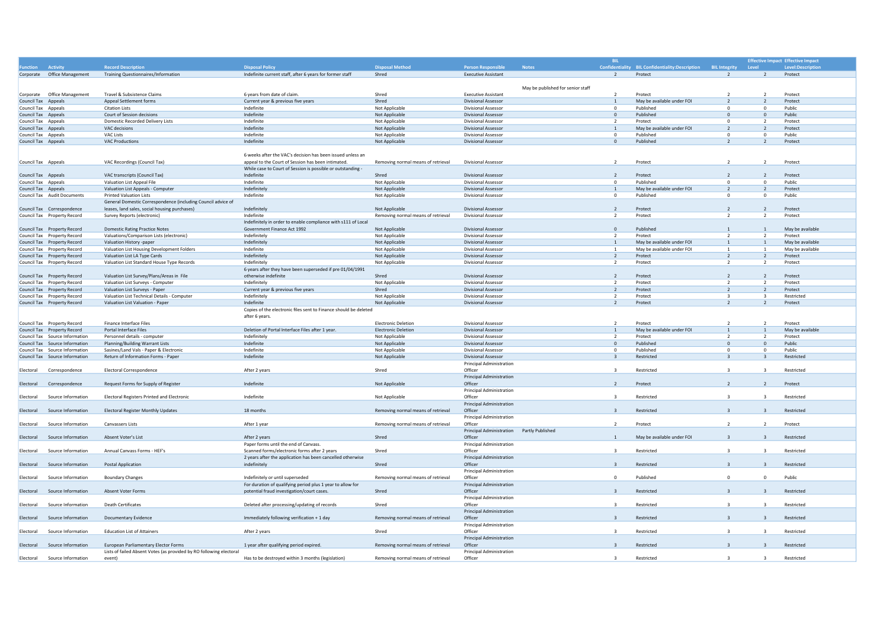| Function | Activity | Record Description | Disposal Policy | Disposal Method | Person Responsible | Notes | BIL Confidentiality | BIL Confidentiality:Description | BIL Integrity | Effective Impact Level | Effective Impact Level:Description |
|---|---|---|---|---|---|---|---|---|---|---|---|
| Corporate | Office Management | Training Questionnaires/Information | Indefinite current staff, after 6 years for former staff | Shred | Executive Assistant | | 2 | Protect | 2 | 2 | Protect |
| Corporate | Office Management | Travel & Subsistence Claims | 6 years from date of claim. | Shred | Executive Assistant | May be published for senior staff | 2 | Protect | 2 | 2 | Protect |
| Council Tax | Appeals | Appeal Settlement forms | Current year & previous five years | Shred | Divisional Assessor | | 1 | May be available under FOI | 2 | 2 | Protect |
| Council Tax | Appeals | Citation Lists | Indefinite | Not Applicable | Divisional Assessor | | 0 | Published | 0 | 0 | Public |
| Council Tax | Appeals | Court of Session decisions | Indefinite | Not Applicable | Divisional Assessor | | 0 | Published | 0 | 0 | Public |
| Council Tax | Appeals | Domestic Recorded Delivery Lists | Indefinite | Not Applicable | Divisional Assessor | | 2 | Protect | 0 | 2 | Protect |
| Council Tax | Appeals | VAC decisions | Indefinite | Not Applicable | Divisional Assessor | | 1 | May be available under FOI | 2 | 2 | Protect |
| Council Tax | Appeals | VAC Lists | Indefinite | Not Applicable | Divisional Assessor | | 0 | Published | 0 | 0 | Public |
| Council Tax | Appeals | VAC Productions | Indefinite | Not Applicable | Divisional Assessor | | 0 | Published | 2 | 2 | Protect |
| Council Tax | Appeals | VAC Recordings (Council Tax) | 6 weeks after the VAC's decision has been issued unless an appeal to the Court of Session has been intimated. | Removing normal means of retrieval | Divisional Assessor | | 2 | Protect | 2 | 2 | Protect |
| Council Tax | Appeals | VAC transcripts (Council Tax) | While case to Court of Session is possible or outstanding - Indefinite | Shred | Divisional Assessor | | 2 | Protect | 2 | 2 | Protect |
| Council Tax | Appeals | Valuation List Appeal File | Indefinite | Not Applicable | Divisional Assessor | | 0 | Published | 0 | 0 | Public |
| Council Tax | Appeals | Valuation List Appeals - Computer | Indefinitely | Not Applicable | Divisional Assessor | | 1 | May be available under FOI | 2 | 2 | Protect |
| Council Tax | Audit Documents | Printed Valuation Lists | Indefinite | Not Applicable | Divisional Assessor | | 0 | Published | 0 | 0 | Public |
| Council Tax | Correspondence | General Domestic Correspondence (including Council advice of leases, land sales, social housing purchases) | Indefinitely | Not Applicable | Divisional Assessor | | 2 | Protect | 2 | 2 | Protect |
| Council Tax | Property Record | Survey Reports (electronic) | Indefinite | Removing normal means of retrieval | Divisional Assessor | | 2 | Protect | 2 | 2 | Protect |
| Council Tax | Property Record | Domestic Rating Practice Notes | Indefinitely in order to enable compliance with s111 of Local Government Finance Act 1992 | Not Applicable | Divisional Assessor | | 0 | Published | 1 | 1 | May be available |
| Council Tax | Property Record | Valuations/Comparison Lists (electronic) | Indefinitely | Not Applicable | Divisional Assessor | | 2 | Protect | 2 | 2 | Protect |
| Council Tax | Property Record | Valuation History -paper | Indefinitely | Not Applicable | Divisional Assessor | | 1 | May be available under FOI | 1 | 1 | May be available |
| Council Tax | Property Record | Valuation List Housing Development Folders | Indefinite | Not Applicable | Divisional Assessor | | 1 | May be available under FOI | 1 | 1 | May be available |
| Council Tax | Property Record | Valuation List LA Type Cards | Indefinitely | Not Applicable | Divisional Assessor | | 2 | Protect | 2 | 2 | Protect |
| Council Tax | Property Record | Valuation List Standard House Type Records | Indefinitely | Not Applicable | Divisional Assessor | | 2 | Protect | 2 | 2 | Protect |
| Council Tax | Property Record | Valuation List Survey/Plans/Areas in File | 6 years after they have been superseded if pre 01/04/1991 otherwise indefinite | Shred | Divisional Assessor | | 2 | Protect | 2 | 2 | Protect |
| Council Tax | Property Record | Valuation List Surveys - Computer | Indefinitely | Not Applicable | Divisional Assessor | | 2 | Protect | 2 | 2 | Protect |
| Council Tax | Property Record | Valuation List Surveys - Paper | Current year & previous five years | Shred | Divisional Assessor | | 2 | Protect | 2 | 2 | Protect |
| Council Tax | Property Record | Valuation List Technical Details - Computer | Indefinitely | Not Applicable | Divisional Assessor | | 2 | Protect | 3 | 3 | Restricted |
| Council Tax | Property Record | Valuation List Valuation - Paper | Indefinite | Not Applicable | Divisional Assessor | | 2 | Protect | 2 | 2 | Protect |
| Council Tax | Property Record | Finance Interface Files | Copies of the electronic files sent to Finance should be deleted after 6 years. | Electronic Deletion | Divisional Assessor | | 2 | Protect | 2 | 2 | Protect |
| Council Tax | Property Record | Portal Interface Files | Deletion of Portal Interface Files after 1 year. | Electronic Deletion | Divisional Assessor | | 1 | May be available under FOI | 1 | 1 | May be available |
| Council Tax | Source Information | Personnel details - computer | Indefinitely | Not Applicable | Divisional Assessor | | 2 | Protect | 2 | 2 | Protect |
| Council Tax | Source Information | Planning/Building Warrant Lists | Indefinite | Not Applicable | Divisional Assessor | | 0 | Published | 0 | 0 | Public |
| Council Tax | Source Information | Sasines/Land Vals - Paper & Electronic | Indefinite | Not Applicable | Divisional Assessor | | 0 | Published | 0 | 0 | Public |
| Council Tax | Source Information | Return of Information Forms - Paper | Indefinite | Not Applicable | Divisional Assessor | | 3 | Restricted | 3 | 3 | Restricted |
| Electoral | Correspondence | Electoral Correspondence | After 2 years | Shred | Principal Administration Officer | | 3 | Restricted | 3 | 3 | Restricted |
| Electoral | Correspondence | Request Forms for Supply of Register | Indefinite | Not Applicable | Principal Administration Officer | | 2 | Protect | 2 | 2 | Protect |
| Electoral | Source Information | Electoral Registers Printed and Electronic | Indefinite | Not Applicable | Principal Administration Officer | | 3 | Restricted | 3 | 3 | Restricted |
| Electoral | Source Information | Electoral Register Monthly Updates | 18 months | Removing normal means of retrieval | Principal Administration Officer | | 3 | Restricted | 3 | 3 | Restricted |
| Electoral | Source Information | Canvassers Lists | After 1 year | Removing normal means of retrieval | Principal Administration Officer | | 2 | Protect | 2 | 2 | Protect |
| Electoral | Source Information | Absent Voter's List | After 2 years | Shred | Principal Administration Officer | Partly Published | 1 | May be available under FOI | 3 | 3 | Restricted |
| Electoral | Source Information | Annual Canvass Forms - HEF's | Paper forms until the end of Canvass. Scanned forms/electronic forms after 2 years | Shred | Principal Administration Officer | | 3 | Restricted | 3 | 3 | Restricted |
| Electoral | Source Information | Postal Application | 2 years after the application has been cancelled otherwise indefinitely | Shred | Principal Administration Officer | | 3 | Restricted | 3 | 3 | Restricted |
| Electoral | Source Information | Boundary Changes | Indefinitely or until superseded | Removing normal means of retrieval | Principal Administration Officer | | 0 | Published | 0 | 0 | Public |
| Electoral | Source Information | Absent Voter Forms | For duration of qualifying period plus 1 year to allow for potential fraud investigation/court cases. | Shred | Principal Administration Officer | | 3 | Restricted | 3 | 3 | Restricted |
| Electoral | Source Information | Death Certificates | Deleted after processing/updating of records | Shred | Principal Administration Officer | | 3 | Restricted | 3 | 3 | Restricted |
| Electoral | Source Information | Documentary Evidence | Immediately following verification + 1 day | Removing normal means of retrieval | Principal Administration Officer | | 3 | Restricted | 3 | 3 | Restricted |
| Electoral | Source Information | Education List of Attainers | After 2 years | Shred | Principal Administration Officer | | 3 | Restricted | 3 | 3 | Restricted |
| Electoral | Source Information | European Parliamentary Elector Forms | 1 year after qualifying period expired. | Removing normal means of retrieval | Principal Administration Officer | | 3 | Restricted | 3 | 3 | Restricted |
| Electoral | Source Information | Lists of failed Absent Votes (as provided by RO following electoral event) | Has to be destroyed within 3 months (legislation) | Removing normal means of retrieval | Principal Administration Officer | | 3 | Restricted | 3 | 3 | Restricted |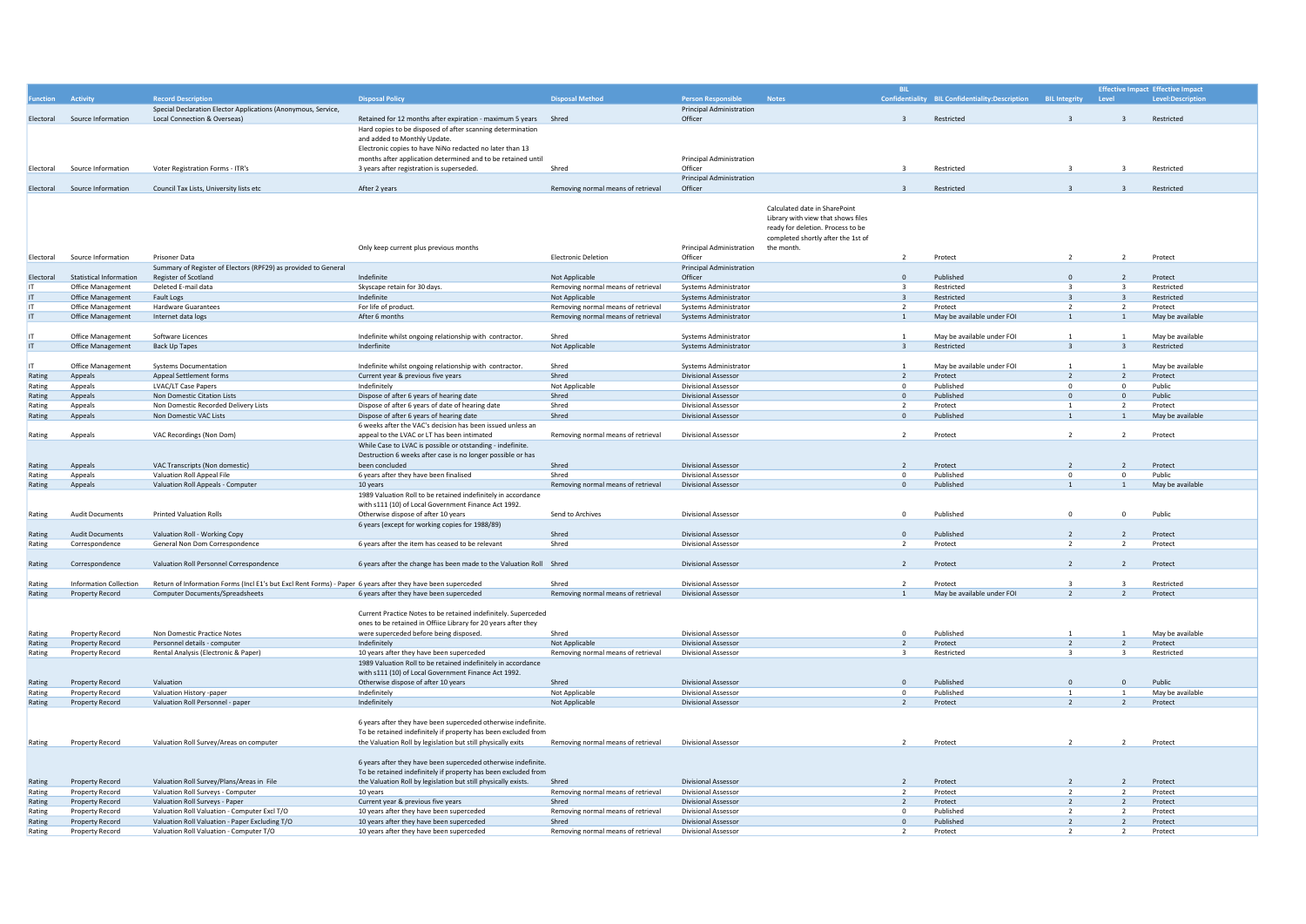| Function | Activity | Record Description | Disposal Policy | Disposal Method | Person Responsible | Notes | BIL Confidentiality | BIL Confidentiality:Description | BIL Integrity | Effective Impact Level | Effective Impact Level:Description |
|---|---|---|---|---|---|---|---|---|---|---|---|
| Electoral | Source Information | Special Declaration Elector Applications (Anonymous, Service, Local Connection & Overseas) | Retained for 12 months after expiration - maximum 5 years | Shred | Principal Administration Officer | | 3 | Restricted | 3 | 3 | Restricted |
| Electoral | Source Information | Voter Registration Forms - ITR's | Hard copies to be disposed of after scanning determination and added to Monthly Update. Electronic copies to have NiNo redacted no later than 13 months after application determined and to be retained until 3 years after registration is superseded. | Shred | Principal Administration Officer | | 3 | Restricted | 3 | 3 | Restricted |
| Electoral | Source Information | Council Tax Lists, University lists etc | After 2 years | Removing normal means of retrieval | Principal Administration Officer | | 3 | Restricted | 3 | 3 | Restricted |
| Electoral | Source Information | Prisoner Data | Only keep current plus previous months | Electronic Deletion | Principal Administration Officer | Calculated date in SharePoint Library with view that shows files ready for deletion. Process to be completed shortly after the 1st of the month. | 2 | Protect | 2 | 2 | Protect |
| Electoral | Statistical Information | Summary of Register of Electors (RPF29) as provided to General Register of Scotland | Indefinite | Not Applicable | Principal Administration Officer | | 0 | Published | 0 | 2 | Protect |
| IT | Office Management | Deleted E-mail data | Skyscape retain for 30 days. | Removing normal means of retrieval | Systems Administrator | | 3 | Restricted | 3 | 3 | Restricted |
| IT | Office Management | Fault Logs | Indefinite | Not Applicable | Systems Administrator | | 3 | Restricted | 3 | 3 | Restricted |
| IT | Office Management | Hardware Guarantees | For life of product. | Removing normal means of retrieval | Systems Administrator | | 2 | Protect | 2 | 2 | Protect |
| IT | Office Management | Internet data logs | After 6 months | Removing normal means of retrieval | Systems Administrator | | 1 | May be available under FOI | 1 | 1 | May be available |
| IT | Office Management | Software Licences | Indefinite whilst ongoing relationship with contractor. | Shred | Systems Administrator | | 1 | May be available under FOI | 1 | 1 | May be available |
| IT | Office Management | Back Up Tapes | Inderfinite | Not Applicable | Systems Administrator | | 3 | Restricted | 3 | 3 | Restricted |
| IT | Office Management | Systems Documentation | Indefinite whilst ongoing relationship with contractor. | Shred | Systems Administrator | | 1 | May be available under FOI | 1 | 1 | May be available |
| Rating | Appeals | Appeal Settlement forms | Current year & previous five years | Shred | Divisional Assessor | | 2 | Protect | 2 | 2 | Protect |
| Rating | Appeals | LVAC/LT Case Papers | Indefinitely | Not Applicable | Divisional Assessor | | 0 | Published | 0 | 0 | Public |
| Rating | Appeals | Non Domestic Citation Lists | Dispose of after 6 years of hearing date | Shred | Divisional Assessor | | 0 | Published | 0 | 0 | Public |
| Rating | Appeals | Non Domestic Recorded Delivery Lists | Dispose of after 6 years of date of hearing date | Shred | Divisional Assessor | | 2 | Protect | 1 | 2 | Protect |
| Rating | Appeals | Non Domestic VAC Lists | Dispose of after 6 years of hearing date | Shred | Divisional Assessor | | 0 | Published | 1 | 1 | May be available |
| Rating | Appeals | VAC Recordings (Non Dom) | 6 weeks after the VAC's decision has been issued unless an appeal to the LVAC or LT has been intimated | Removing normal means of retrieval | Divisional Assessor | | 2 | Protect | 2 | 2 | Protect |
| Rating | Appeals | VAC Transcripts (Non domestic) | While Case to LVAC is possible or otstanding - indefinite. Destruction 6 weeks after case is no longer possible or has been concluded | Shred | Divisional Assessor | | 2 | Protect | 2 | 2 | Protect |
| Rating | Appeals | Valuation Roll Appeal File | 6 years after they have been finalised | Shred | Divisional Assessor | | 0 | Published | 0 | 0 | Public |
| Rating | Appeals | Valuation Roll Appeals - Computer | 10 years | Removing normal means of retrieval | Divisional Assessor | | 0 | Published | 1 | 1 | May be available |
| Rating | Audit Documents | Printed Valuation Rolls | 1989 Valuation Roll to be retained indefinitely in accordance with s111 (10) of Local Government Finance Act 1992. Otherwise dispose of after 10 years | Send to Archives | Divisional Assessor | | 0 | Published | 0 | 0 | Public |
| Rating | Audit Documents | Valuation Roll - Working Copy | 6 years (except for working copies for 1988/89) | Shred | Divisional Assessor | | 0 | Published | 2 | 2 | Protect |
| Rating | Correspondence | General Non Dom Correspondence | 6 years after the item has ceased to be relevant | Shred | Divisional Assessor | | 2 | Protect | 2 | 2 | Protect |
| Rating | Correspondence | Valuation Roll Personnel Correspondence | 6 years after the change has been made to the Valuation Roll | Shred | Divisional Assessor | | 2 | Protect | 2 | 2 | Protect |
| Rating | Information Collection | Return of Information Forms (Incl E1's but Excl Rent Forms) - Paper | 6 years after they have been superceded | Shred | Divisional Assessor | | 2 | Protect | 3 | 3 | Restricted |
| Rating | Property Record | Computer Documents/Spreadsheets | 6 years after they have been superceded | Removing normal means of retrieval | Divisional Assessor | | 1 | May be available under FOI | 2 | 2 | Protect |
| Rating | Property Record | Non Domestic Practice Notes | Current Practice Notes to be retained indefinitely. Superceded ones to be retained in Offiice Library for 20 years after they were superceded before being disposed. | Shred | Divisional Assessor | | 0 | Published | 1 | 1 | May be available |
| Rating | Property Record | Personnel details - computer | Indefinitely | Not Applicable | Divisional Assessor | | 2 | Protect | 2 | 2 | Protect |
| Rating | Property Record | Rental Analysis (Electronic & Paper) | 10 years after they have been superceded | Removing normal means of retrieval | Divisional Assessor | | 3 | Restricted | 3 | 3 | Restricted |
| Rating | Property Record | Valuation | 1989 Valuation Roll to be retained indefinitely in accordance with s111 (10) of Local Government Finance Act 1992. Otherwise dispose of after 10 years | Shred | Divisional Assessor | | 0 | Published | 0 | 0 | Public |
| Rating | Property Record | Valuation History -paper | Indefinitely | Not Applicable | Divisional Assessor | | 0 | Published | 1 | 1 | May be available |
| Rating | Property Record | Valuation Roll Personnel - paper | Indefinitely | Not Applicable | Divisional Assessor | | 2 | Protect | 2 | 2 | Protect |
| Rating | Property Record | Valuation Roll Survey/Areas on computer | 6 years after they have been superceded otherwise indefinite. To be retained indefinitely if property has been excluded from the Valuation Roll by legislation but still physically exits | Removing normal means of retrieval | Divisional Assessor | | 2 | Protect | 2 | 2 | Protect |
| Rating | Property Record | Valuation Roll Survey/Plans/Areas in File | 6 years after they have been superceded otherwise indefinite. To be retained indefinitely if property has been excluded from the Valuation Roll by legislation but still physically exists. | Shred | Divisional Assessor | | 2 | Protect | 2 | 2 | Protect |
| Rating | Property Record | Valuation Roll Surveys - Computer | 10 years | Removing normal means of retrieval | Divisional Assessor | | 2 | Protect | 2 | 2 | Protect |
| Rating | Property Record | Valuation Roll Surveys - Paper | Current year & previous five years | Shred | Divisional Assessor | | 2 | Protect | 2 | 2 | Protect |
| Rating | Property Record | Valuation Roll Valuation - Computer Excl T/O | 10 years after they have been superceded | Removing normal means of retrieval | Divisional Assessor | | 0 | Published | 2 | 2 | Protect |
| Rating | Property Record | Valuation Roll Valuation - Paper Excluding T/O | 10 years after they have been superceded | Shred | Divisional Assessor | | 0 | Published | 2 | 2 | Protect |
| Rating | Property Record | Valuation Roll Valuation - Computer T/O | 10 years after they have been superceded | Removing normal means of retrieval | Divisional Assessor | | 2 | Protect | 2 | 2 | Protect |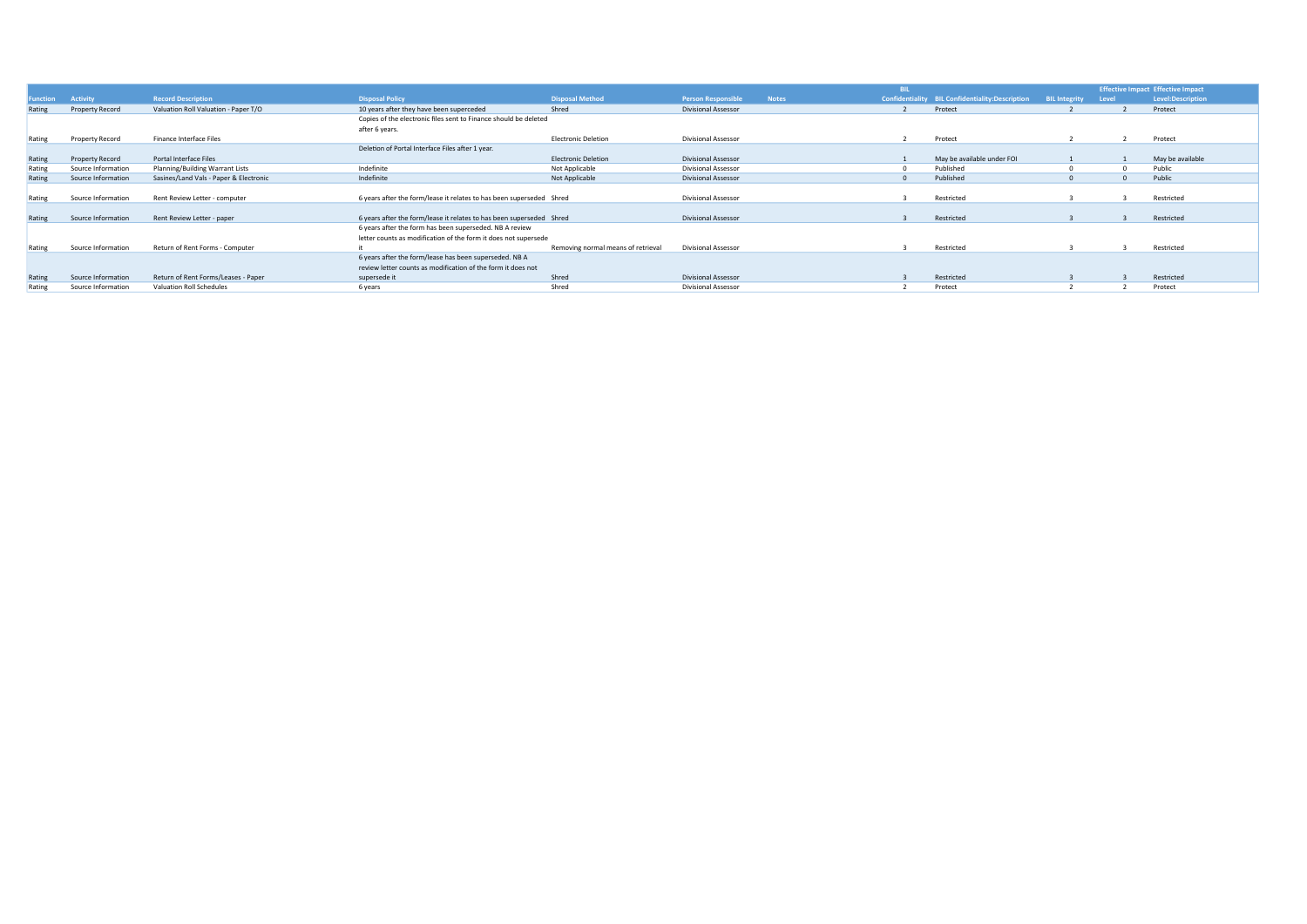| Function | Activity | Record Description | Disposal Policy | Disposal Method | Person Responsible | Notes | BIL Confidentiality | BIL Confidentiality:Description | BIL Integrity | Effective Impact Level | Effective Impact Level:Description |
|---|---|---|---|---|---|---|---|---|---|---|---|
| Rating | Property Record | Valuation Roll Valuation - Paper T/O | 10 years after they have been superceded | Shred | Divisional Assessor | | 2 | Protect | 2 | 2 | Protect |
| Rating | Property Record | Finance Interface Files | Copies of the electronic files sent to Finance should be deleted after 6 years. | Electronic Deletion | Divisional Assessor | | 2 | Protect | 2 | 2 | Protect |
| Rating | Property Record | Portal Interface Files | Deletion of Portal Interface Files after 1 year. | Electronic Deletion | Divisional Assessor | | 1 | May be available under FOI | 1 | 1 | May be available |
| Rating | Source Information | Planning/Building Warrant Lists | Indefinite | Not Applicable | Divisional Assessor | | 0 | Published | 0 | 0 | Public |
| Rating | Source Information | Sasines/Land Vals - Paper & Electronic | Indefinite | Not Applicable | Divisional Assessor | | 0 | Published | 0 | 0 | Public |
| Rating | Source Information | Rent Review Letter - computer | 6 years after the form/lease it relates to has been superseded | Shred | Divisional Assessor | | 3 | Restricted | 3 | 3 | Restricted |
| Rating | Source Information | Rent Review Letter - paper | 6 years after the form/lease it relates to has been superseded | Shred | Divisional Assessor | | 3 | Restricted | 3 | 3 | Restricted |
| Rating | Source Information | Return of Rent Forms - Computer | 6 years after the form has been superseded. NB A review letter counts as modification of the form it does not supersede it | Removing normal means of retrieval | Divisional Assessor | | 3 | Restricted | 3 | 3 | Restricted |
| Rating | Source Information | Return of Rent Forms/Leases - Paper | 6 years after the form/lease has been superseded. NB A review letter counts as modification of the form it does not supersede it | Shred | Divisional Assessor | | 3 | Restricted | 3 | 3 | Restricted |
| Rating | Source Information | Valuation Roll Schedules | 6 years | Shred | Divisional Assessor | | 2 | Protect | 2 | 2 | Protect |